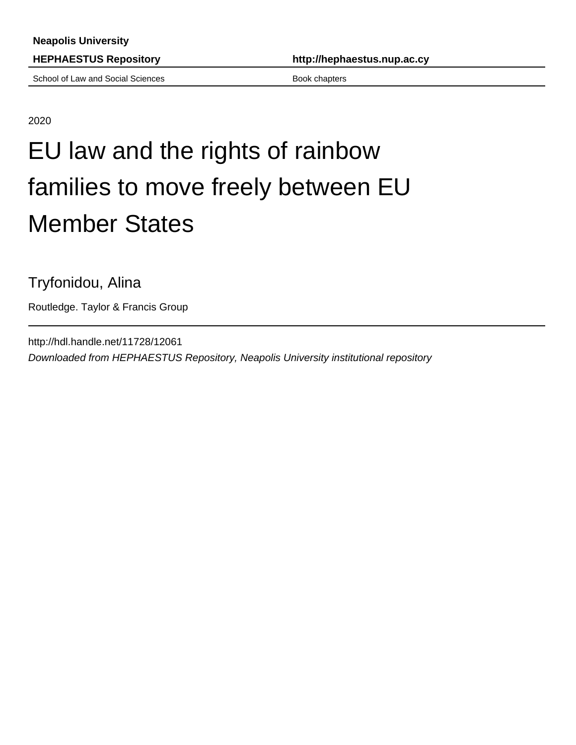**Neapolis University**

**HEPHAESTUS Repository** **http://hephaestus.nup.ac.cy**

School of Law and Social Sciences Book chapters

2020

# EU law and the rights of rainbow families to move freely between EU Member States

Tryfonidou, Alina

Routledge. Taylor & Francis Group

http://hdl.handle.net/11728/12061

*Downloaded from HEPHAESTUS Repository, Neapolis University institutional repository*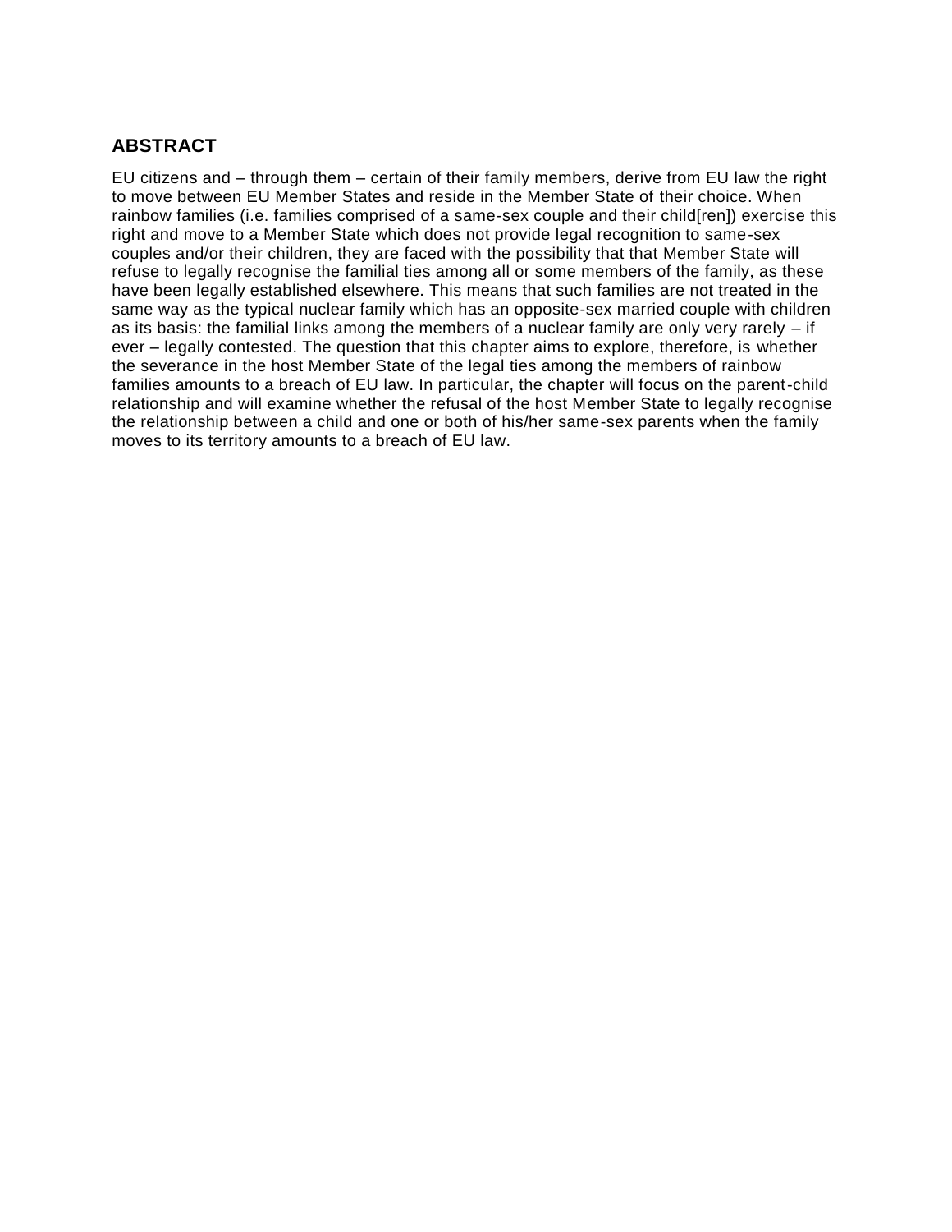## ABSTRACT

EU citizens and – through them – certain of their family members, derive from EU law the right to move between EU Member States and reside in the Member State of their choice. When rainbow families (i.e. families comprised of a same-sex couple and their child[ren]) exercise this right and move to a Member State which does not provide legal recognition to same-sex couples and/or their children, they are faced with the possibility that that Member State will refuse to legally recognise the familial ties among all or some members of the family, as these have been legally established elsewhere. This means that such families are not treated in the same way as the typical nuclear family which has an opposite-sex married couple with children as its basis: the familial links among the members of a nuclear family are only very rarely – if ever – legally contested. The question that this chapter aims to explore, therefore, is whether the severance in the host Member State of the legal ties among the members of rainbow families amounts to a breach of EU law. In particular, the chapter will focus on the parent-child relationship and will examine whether the refusal of the host Member State to legally recognise the relationship between a child and one or both of his/her same-sex parents when the family moves to its territory amounts to a breach of EU law.